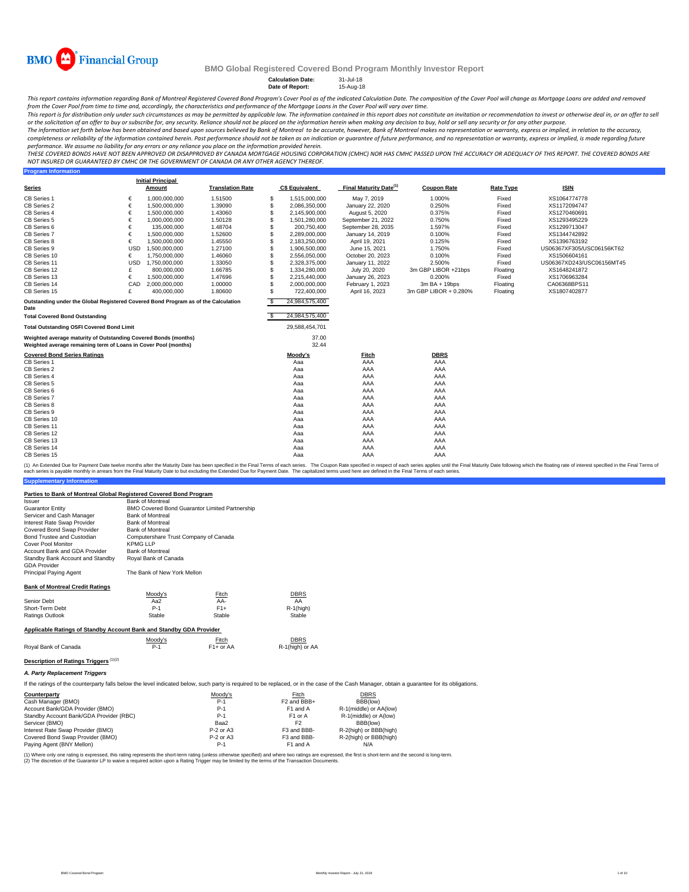# BMO Global Registered Covered Bond Program Monthly Investor Report

**Calculation Date:** 31-Jul-18
**Date of Report:** 15-Aug-18

*This report contains information regarding Bank of Montreal Registered Covered Bond Program's Cover Pool as of the indicated Calculation Date. The composition of the Cover Pool will change as Mortgage Loans are added and removed from the Cover Pool from time to time and, accordingly, the characteristics and performance of the Mortgage Loans in the Cover Pool will vary over time.*

*This report is for distribution only under such circumstances as may be permitted by applicable law. The information contained in this report does not constitute an invitation or recommendation to invest or otherwise deal in, or an offer to sell or the solicitation of an offer to buy or subscribe for, any security. Reliance should not be placed on the information herein when making any decision to buy, hold or sell any security or for any other purpose.*

*The information set forth below has been obtained and based upon sources believed by Bank of Montreal to be accurate, however, Bank of Montreal makes no representation or warranty, express or implied, in relation to the accuracy, completeness or reliability of the information contained herein. Past performance should not be taken as an indication or guarantee of future performance, and no representation or warranty, express or implied, is made regarding future performance. We assume no liability for any errors or any reliance you place on the information provided herein.*

*THESE COVERED BONDS HAVE NOT BEEN APPROVED OR DISAPPROVED BY CANADA MORTGAGE HOUSING CORPORATION (CMHC) NOR HAS CMHC PASSED UPON THE ACCURACY OR ADEQUACY OF THIS REPORT. THE COVERED BONDS ARE NOT INSURED OR GUARANTEED BY CMHC OR THE GOVERNMENT OF CANADA OR ANY OTHER AGENCY THEREOF.*

## Program Information

| Series | | Initial Principal Amount | Translation Rate | | C$ Equivalent | Final Maturity Date[1] | Coupon Rate | Rate Type | ISIN |
|---|---|---|---|---|---|---|---|---|---|
| CB Series 1 | € | 1,000,000,000 | 1.51500 | $ | 1,515,000,000 | May 7, 2019 | 1.000% | Fixed | XS1064774778 |
| CB Series 2 | € | 1,500,000,000 | 1.39090 | $ | 2,086,350,000 | January 22, 2020 | 0.250% | Fixed | XS1172094747 |
| CB Series 4 | € | 1,500,000,000 | 1.43060 | $ | 2,145,900,000 | August 5, 2020 | 0.375% | Fixed | XS1270460691 |
| CB Series 5 | € | 1,000,000,000 | 1.50128 | $ | 1,501,280,000 | September 21, 2022 | 0.750% | Fixed | XS1293495229 |
| CB Series 6 | € | 135,000,000 | 1.48704 | $ | 200,750,400 | September 28, 2035 | 1.597% | Fixed | XS1299713047 |
| CB Series 7 | € | 1,500,000,000 | 1.52600 | $ | 2,289,000,000 | January 14, 2019 | 0.100% | Fixed | XS1344742892 |
| CB Series 8 | € | 1,500,000,000 | 1.45550 | $ | 2,183,250,000 | April 19, 2021 | 0.125% | Fixed | XS1396763192 |
| CB Series 9 | USD | 1,500,000,000 | 1.27100 | $ | 1,906,500,000 | June 15, 2021 | 1.750% | Fixed | US06367XF305/USC06156KT62 |
| CB Series 10 | € | 1,750,000,000 | 1.46060 | $ | 2,556,050,000 | October 20, 2023 | 0.100% | Fixed | XS1506604161 |
| CB Series 11 | USD | 1,750,000,000 | 1.33050 | $ | 2,328,375,000 | January 11, 2022 | 2.500% | Fixed | US06367XD243/USC06156MT45 |
| CB Series 12 | £ | 800,000,000 | 1.66785 | $ | 1,334,280,000 | July 20, 2020 | 3m GBP LIBOR +21bps | Floating | XS1648241872 |
| CB Series 13 | € | 1,500,000,000 | 1.47696 | $ | 2,215,440,000 | January 26, 2023 | 0.200% | Fixed | XS1706963284 |
| CB Series 14 | CAD | 2,000,000,000 | 1.00000 | $ | 2,000,000,000 | February 1, 2023 | 3m BA + 19bps | Floating | CA06368BPS11 |
| CB Series 15 | £ | 400,000,000 | 1.80600 | $ | 722,400,000 | April 16, 2023 | 3m GBP LIBOR + 0.280% | Floating | XS1807402877 |

| | | |
|---|---|---|
| Outstanding under the Global Registered Covered Bond Program as of the Calculation Date | $ | 24,984,575,400 |
| **Total Covered Bond Outstanding** | $ | 24,984,575,400 |
| **Total Outstanding OSFI Covered Bond Limit** | | 29,588,454,701 |
| **Weighted average maturity of Outstanding Covered Bonds (months)** | | 37.00 |
| **Weighted average remaining term of Loans in Cover Pool (months)** | | 32.44 |

| Covered Bond Series Ratings | Moody's | Fitch | DBRS |
|---|---|---|---|
| CB Series 1 | Aaa | AAA | AAA |
| CB Series 2 | Aaa | AAA | AAA |
| CB Series 4 | Aaa | AAA | AAA |
| CB Series 5 | Aaa | AAA | AAA |
| CB Series 6 | Aaa | AAA | AAA |
| CB Series 7 | Aaa | AAA | AAA |
| CB Series 8 | Aaa | AAA | AAA |
| CB Series 9 | Aaa | AAA | AAA |
| CB Series 10 | Aaa | AAA | AAA |
| CB Series 11 | Aaa | AAA | AAA |
| CB Series 12 | Aaa | AAA | AAA |
| CB Series 13 | Aaa | AAA | AAA |
| CB Series 14 | Aaa | AAA | AAA |
| CB Series 15 | Aaa | AAA | AAA |

(1) An Extended Due for Payment Date twelve months after the Maturity Date has been specified in the Final Terms of each series. The Coupon Rate specified in respect of each series applies until the Final Maturity Date following which the floating rate of interest specified in the Final Terms of each series is payable monthly in arrears from the Final Maturity Date to but excluding the Extended Due for Payment Date. The capitalized terms used here are defined in the Final Terms of each series.

## Supplementary Information

### Parties to Bank of Montreal Global Registered Covered Bond Program

| | |
|---|---|
| Issuer | Bank of Montreal |
| Guarantor Entity | BMO Covered Bond Guarantor Limited Partnership |
| Servicer and Cash Manager | Bank of Montreal |
| Interest Rate Swap Provider | Bank of Montreal |
| Covered Bond Swap Provider | Bank of Montreal |
| Bond Trustee and Custodian | Computershare Trust Company of Canada |
| Cover Pool Monitor | KPMG LLP |
| Account Bank and GDA Provider | Bank of Montreal |
| Standby Bank Account and Standby GDA Provider | Royal Bank of Canada |
| Principal Paying Agent | The Bank of New York Mellon |

### Bank of Montreal Credit Ratings

| | Moody's | Fitch | DBRS |
|---|---|---|---|
| Senior Debt | Aa2 | AA- | AA |
| Short-Term Debt | P-1 | F1+ | R-1(high) |
| Ratings Outlook | Stable | Stable | Stable |

### Applicable Ratings of Standby Account Bank and Standby GDA Provider

| | Moody's | Fitch | DBRS |
|---|---|---|---|
| Royal Bank of Canada | P-1 | F1+ or AA | R-1(high) or AA |

### Description of Ratings Triggers [1][2]

*A. Party Replacement Triggers*

If the ratings of the counterparty falls below the level indicated below, such party is required to be replaced, or in the case of the Cash Manager, obtain a guarantee for its obligations.

| Counterparty | Moody's | Fitch | DBRS |
|---|---|---|---|
| Cash Manager (BMO) | P-1 | F2 and BBB+ | BBB(low) |
| Account Bank/GDA Provider (BMO) | P-1 | F1 and A | R-1(middle) or AA(low) |
| Standby Account Bank/GDA Provider (RBC) | P-1 | F1 or A | R-1(middle) or A(low) |
| Servicer (BMO) | Baa2 | F2 | BBB(low) |
| Interest Rate Swap Provider (BMO) | P-2 or A3 | F3 and BBB- | R-2(high) or BBB(high) |
| Covered Bond Swap Provider (BMO) | P-2 or A3 | F3 and BBB- | R-2(high) or BBB(high) |
| Paying Agent (BNY Mellon) | P-1 | F1 and A | N/A |

(1) Where only one rating is expressed, this rating represents the short-term rating (unless otherwise specified) and where two ratings are expressed, the first is short-term and the second is long-term.
(2) The discretion of the Guarantor LP to waive a required action upon a Rating Trigger may be limited by the terms of the Transaction Documents.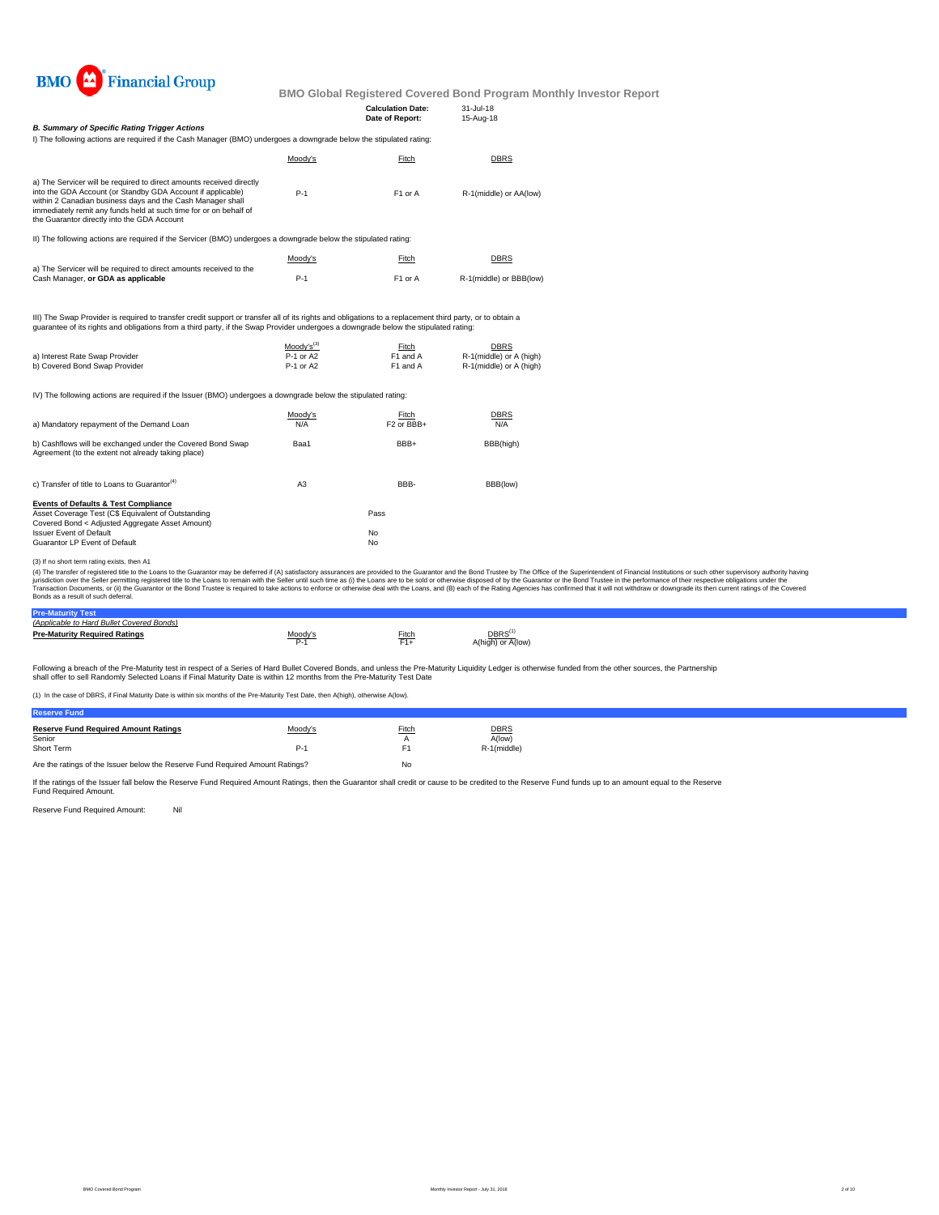BMO Financial Group

## BMO Global Registered Covered Bond Program Monthly Investor Report

**Calculation Date:** 31-Jul-18
**Date of Report:** 15-Aug-18

### *B. Summary of Specific Rating Trigger Actions*

I) The following actions are required if the Cash Manager (BMO) undergoes a downgrade below the stipulated rating:

| | Moody's | Fitch | DBRS |
|---|---|---|---|
| a) The Servicer will be required to direct amounts received directly into the GDA Account (or Standby GDA Account if applicable) within 2 Canadian business days and the Cash Manager shall immediately remit any funds held at such time for or on behalf of the Guarantor directly into the GDA Account | P-1 | F1 or A | R-1(middle) or AA(low) |

II) The following actions are required if the Servicer (BMO) undergoes a downgrade below the stipulated rating:

| | Moody's | Fitch | DBRS |
|---|---|---|---|
| a) The Servicer will be required to direct amounts received to the Cash Manager, **or GDA as applicable** | P-1 | F1 or A | R-1(middle) or BBB(low) |

III) The Swap Provider is required to transfer credit support or transfer all of its rights and obligations to a replacement third party, or to obtain a guarantee of its rights and obligations from a third party, if the Swap Provider undergoes a downgrade below the stipulated rating:

| | Moody's[3] | Fitch | DBRS |
|---|---|---|---|
| a) Interest Rate Swap Provider | P-1 or A2 | F1 and A | R-1(middle) or A (high) |
| b) Covered Bond Swap Provider | P-1 or A2 | F1 and A | R-1(middle) or A (high) |

IV) The following actions are required if the Issuer (BMO) undergoes a downgrade below the stipulated rating:

| | Moody's | Fitch | DBRS |
|---|---|---|---|
| a) Mandatory repayment of the Demand Loan | N/A | F2 or BBB+ | N/A |
| b) Cashflows will be exchanged under the Covered Bond Swap Agreement (to the extent not already taking place) | Baa1 | BBB+ | BBB(high) |
| c) Transfer of title to Loans to Guarantor[4] | A3 | BBB- | BBB(low) |

**Events of Defaults & Test Compliance**

| | |
|---|---|
| Asset Coverage Test (C$ Equivalent of Outstanding Covered Bond < Adjusted Aggregate Asset Amount) | Pass |
| Issuer Event of Default | No |
| Guarantor LP Event of Default | No |

(3) If no short term rating exists, then A1

(4) The transfer of registered title to the Loans to the Guarantor may be deferred if (A) satisfactory assurances are provided to the Guarantor and the Bond Trustee by The Office of the Superintendent of Financial Institutions or such other supervisory authority having jurisdiction over the Seller permitting registered title to the Loans to remain with the Seller until such time as (i) the Loans are to be sold or otherwise disposed of by the Guarantor or the Bond Trustee in the performance of their respective obligations under the Transaction Documents, or (ii) the Guarantor or the Bond Trustee is required to take actions to enforce or otherwise deal with the Loans, and (B) each of the Rating Agencies has confirmed that it will not withdraw or downgrade its then current ratings of the Covered Bonds as a result of such deferral.

### Pre-Maturity Test

*(Applicable to Hard Bullet Covered Bonds)*

| Pre-Maturity Required Ratings | Moody's | Fitch | DBRS[1] |
|---|---|---|---|
| | P-1 | F1+ | A(high) or A(low) |

Following a breach of the Pre-Maturity test in respect of a Series of Hard Bullet Covered Bonds, and unless the Pre-Maturity Liquidity Ledger is otherwise funded from the other sources, the Partnership shall offer to sell Randomly Selected Loans if Final Maturity Date is within 12 months from the Pre-Maturity Test Date

(1) In the case of DBRS, if Final Maturity Date is within six months of the Pre-Maturity Test Date, then A(high), otherwise A(low).

### Reserve Fund

| Reserve Fund Required Amount Ratings | Moody's | Fitch | DBRS |
|---|---|---|---|
| Senior | | A | A(low) |
| Short Term | P-1 | F1 | R-1(middle) |

Are the ratings of the Issuer below the Reserve Fund Required Amount Ratings? No

If the ratings of the Issuer fall below the Reserve Fund Required Amount Ratings, then the Guarantor shall credit or cause to be credited to the Reserve Fund funds up to an amount equal to the Reserve Fund Required Amount.

Reserve Fund Required Amount: Nil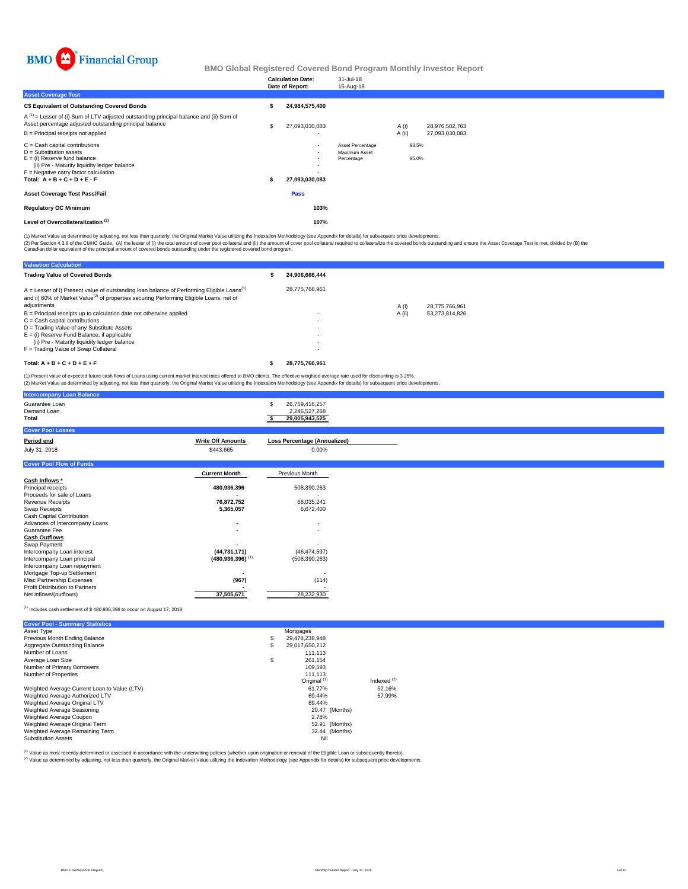BMO Financial Group

## BMO Global Registered Covered Bond Program Monthly Investor Report

| | |
|---|---|
| **Calculation Date:** | 31-Jul-18 |
| **Date of Report:** | 15-Aug-18 |

### Asset Coverage Test

| | | | | |
|---|---|---|---|---|
| **C$ Equivalent of Outstanding Covered Bonds** | **$ 24,984,575,400** | | | |
| A [1] = Lesser of (i) Sum of LTV adjusted outstanding principal balance and (ii) Sum of Asset percentage adjusted outstanding principal balance | $ 27,093,030,083 | | A (i) | 28,976,502,763 |
| B = Principal receipts not applied | - | | A (ii) | 27,093,030,083 |
| C = Cash capital contributions | - | Asset Percentage | 93.5% | |
| D = Substitution assets | - | Maximum Asset Percentage | 95.0% | |
| E = (i) Reserve fund balance | - | | | |
| (ii) Pre - Maturity liquidity ledger balance | - | | | |
| F = Negative carry factor calculation | - | | | |
| **Total: A + B + C + D + E - F** | **$ 27,093,030,083** | | | |
| **Asset Coverage Test Pass/Fail** | **Pass** | | | |
| **Regulatory OC Minimum** | **103%** | | | |
| **Level of Overcollateralization [2]** | **107%** | | | |

(1) Market Value as determined by adjusting, not less than quarterly, the Original Market Value utilizing the Indexation Methodology (see Appendix for details) for subsequent price developments.
(2) Per Section 4.3.8 of the CMHC Guide, (A) the lesser of (i) the total amount of cover pool collateral and (ii) the amount of cover pool collateral required to collateralize the covered bonds outstanding and ensure the Asset Coverage Test is met, divided by (B) the Canadian dollar equivalent of the principal amount of covered bonds outstanding under the registered covered bond program.

### Valuation Calculation

| | | | |
|---|---|---|---|
| **Trading Value of Covered Bonds** | **$ 24,906,666,444** | | |
| A = Lesser of i) Present value of outstanding loan balance of Performing Eligible Loans[1] and ii) 80% of Market Value[2] of properties securing Performing Eligible Loans, net of adjustments | 28,775,766,961 | A (i) | 28,775,766,961 |
| B = Principal receipts up to calculation date not otherwise applied | - | A (ii) | 53,273,814,826 |
| C = Cash capital contributions | - | | |
| D = Trading Value of any Substitute Assets | - | | |
| E = (i) Reserve Fund Balance, if applicable | - | | |
| (ii) Pre - Maturity liquidity ledger balance | - | | |
| F = Trading Value of Swap Collateral | - | | |
| **Total: A + B + C + D + E + F** | **$ 28,775,766,961** | | |

(1) Present value of expected future cash flows of Loans using current market interest rates offered to BMO clients. The effective weighted average rate used for discounting is 3.25%.
(2) Market Value as determined by adjusting, not less than quarterly, the Original Market Value utilizing the Indexation Methodology (see Appendix for details) for subsequent price developments.

### Intercompany Loan Balance

| | |
|---|---|
| Guarantee Loan | $ 26,759,416,257 |
| Demand Loan | 2,246,527,268 |
| **Total** | **$ 29,005,943,525** |

### Cover Pool Losses

| Period end | Write Off Amounts | Loss Percentage (Annualized) |
|---|---|---|
| July 31, 2018 | $443,665 | 0.00% |

### Cover Pool Flow of Funds

| | Current Month | Previous Month |
|---|---|---|
| **Cash Inflows \*** | | |
| Principal receipts | 480,936,396 | 508,390,263 |
| Proceeds for sale of Loans | - | - |
| Revenue Receipts | 76,872,752 | 68,035,241 |
| Swap Receipts | 5,365,057 | 6,672,400 |
| Cash Capital Contribution | | |
| Advances of Intercompany Loans | - | - |
| Guarantee Fee | - | - |
| **Cash Outflows** | | |
| Swap Payment | - | - |
| Intercompany Loan interest | (44,731,171) | (46,474,597) |
| Intercompany Loan principal | (480,936,396) [1] | (508,390,263) |
| Intercompany Loan repayment | | |
| Mortgage Top-up Settlement | - | - |
| Misc Partnership Expenses | (967) | (114) |
| Profit Distribution to Partners | - | - |
| Net inflows/(outflows) | 37,505,671 | 28,232,930 |

(1) Includes cash settlement of $ 480,936,396 to occur on August 17, 2018.

### Cover Pool - Summary Statistics

| | | |
|---|---|---|
| Asset Type | Mortgages | |
| Previous Month Ending Balance | $ 29,478,238,948 | |
| Aggregate Outstanding Balance | $ 29,017,650,212 | |
| Number of Loans | 111,113 | |
| Average Loan Size | $ 261,154 | |
| Number of Primary Borrowers | 109,593 | |
| Number of Properties | 111,113 | |
| | Original [1] | Indexed [2] |
| Weighted Average Current Loan to Value (LTV) | 61.77% | 52.16% |
| Weighted Average Authorized LTV | 69.44% | 57.99% |
| Weighted Average Original LTV | 69.44% | |
| Weighted Average Seasoning | 20.47 (Months) | |
| Weighted Average Coupon | 2.78% | |
| Weighted Average Original Term | 52.91 (Months) | |
| Weighted Average Remaining Term | 32.44 (Months) | |
| Substitution Assets | Nil | |

(1) Value as most recently determined or assessed in accordance with the underwriting policies (whether upon origination or renewal of the Eligible Loan or subsequently thereto).
(2) Value as determined by adjusting, not less than quarterly, the Original Market Value utilizing the Indexation Methodology (see Appendix for details) for subsequent price developments.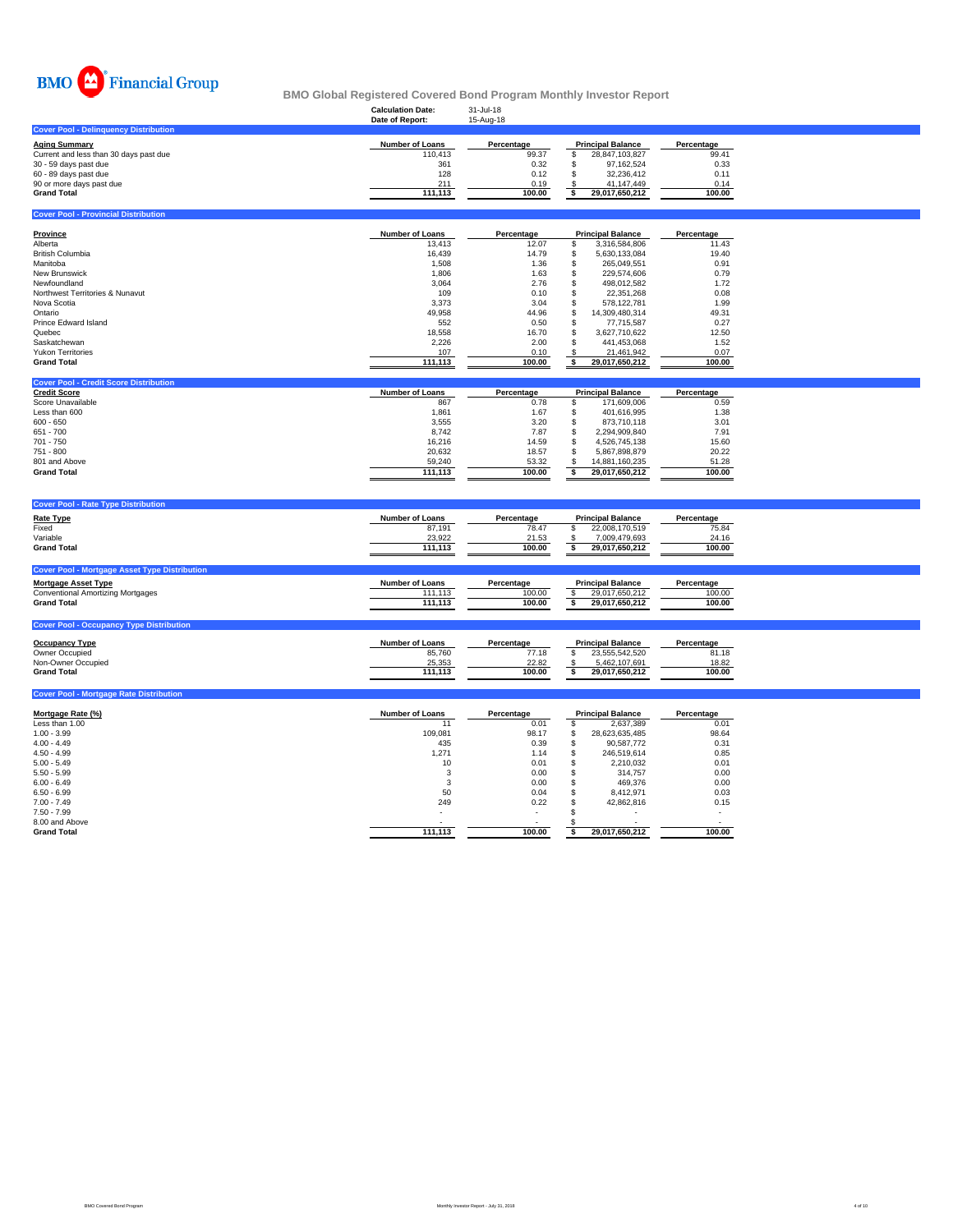BMO Financial Group

# BMO Global Registered Covered Bond Program Monthly Investor Report

**Calculation Date:** 31-Jul-18
**Date of Report:** 15-Aug-18

## Cover Pool - Delinquency Distribution

| Aging Summary | Number of Loans | Percentage | Principal Balance | Percentage |
|---|---|---|---|---|
| Current and less than 30 days past due | 110,413 | 99.37 | $ 28,847,103,827 | 99.41 |
| 30 - 59 days past due | 361 | 0.32 | $ 97,162,524 | 0.33 |
| 60 - 89 days past due | 128 | 0.12 | $ 32,236,412 | 0.11 |
| 90 or more days past due | 211 | 0.19 | $ 41,147,449 | 0.14 |
| **Grand Total** | **111,113** | **100.00** | **$ 29,017,650,212** | **100.00** |

## Cover Pool - Provincial Distribution

| Province | Number of Loans | Percentage | Principal Balance | Percentage |
|---|---|---|---|---|
| Alberta | 13,413 | 12.07 | $ 3,316,584,806 | 11.43 |
| British Columbia | 16,439 | 14.79 | $ 5,630,133,084 | 19.40 |
| Manitoba | 1,508 | 1.36 | $ 265,049,551 | 0.91 |
| New Brunswick | 1,806 | 1.63 | $ 229,574,606 | 0.79 |
| Newfoundland | 3,064 | 2.76 | $ 498,012,582 | 1.72 |
| Northwest Territories & Nunavut | 109 | 0.10 | $ 22,351,268 | 0.08 |
| Nova Scotia | 3,373 | 3.04 | $ 578,122,781 | 1.99 |
| Ontario | 49,958 | 44.96 | $ 14,309,480,314 | 49.31 |
| Prince Edward Island | 552 | 0.50 | $ 77,715,587 | 0.27 |
| Quebec | 18,558 | 16.70 | $ 3,627,710,622 | 12.50 |
| Saskatchewan | 2,226 | 2.00 | $ 441,453,068 | 1.52 |
| Yukon Territories | 107 | 0.10 | $ 21,461,942 | 0.07 |
| **Grand Total** | **111,113** | **100.00** | **$ 29,017,650,212** | **100.00** |

## Cover Pool - Credit Score Distribution

| Credit Score | Number of Loans | Percentage | Principal Balance | Percentage |
|---|---|---|---|---|
| Score Unavailable | 867 | 0.78 | $ 171,609,006 | 0.59 |
| Less than 600 | 1,861 | 1.67 | $ 401,616,995 | 1.38 |
| 600 - 650 | 3,555 | 3.20 | $ 873,710,118 | 3.01 |
| 651 - 700 | 8,742 | 7.87 | $ 2,294,909,840 | 7.91 |
| 701 - 750 | 16,216 | 14.59 | $ 4,526,745,138 | 15.60 |
| 751 - 800 | 20,632 | 18.57 | $ 5,867,898,879 | 20.22 |
| 801 and Above | 59,240 | 53.32 | $ 14,881,160,235 | 51.28 |
| **Grand Total** | **111,113** | **100.00** | **$ 29,017,650,212** | **100.00** |

## Cover Pool - Rate Type Distribution

| Rate Type | Number of Loans | Percentage | Principal Balance | Percentage |
|---|---|---|---|---|
| Fixed | 87,191 | 78.47 | $ 22,008,170,519 | 75.84 |
| Variable | 23,922 | 21.53 | $ 7,009,479,693 | 24.16 |
| **Grand Total** | **111,113** | **100.00** | **$ 29,017,650,212** | **100.00** |

## Cover Pool - Mortgage Asset Type Distribution

| Mortgage Asset Type | Number of Loans | Percentage | Principal Balance | Percentage |
|---|---|---|---|---|
| Conventional Amortizing Mortgages | 111,113 | 100.00 | $ 29,017,650,212 | 100.00 |
| **Grand Total** | **111,113** | **100.00** | **$ 29,017,650,212** | **100.00** |

## Cover Pool - Occupancy Type Distribution

| Occupancy Type | Number of Loans | Percentage | Principal Balance | Percentage |
|---|---|---|---|---|
| Owner Occupied | 85,760 | 77.18 | $ 23,555,542,520 | 81.18 |
| Non-Owner Occupied | 25,353 | 22.82 | $ 5,462,107,691 | 18.82 |
| **Grand Total** | **111,113** | **100.00** | **$ 29,017,650,212** | **100.00** |

## Cover Pool - Mortgage Rate Distribution

| Mortgage Rate (%) | Number of Loans | Percentage | Principal Balance | Percentage |
|---|---|---|---|---|
| Less than 1.00 | 11 | 0.01 | $ 2,637,389 | 0.01 |
| 1.00 - 3.99 | 109,081 | 98.17 | $ 28,623,635,485 | 98.64 |
| 4.00 - 4.49 | 435 | 0.39 | $ 90,587,772 | 0.31 |
| 4.50 - 4.99 | 1,271 | 1.14 | $ 246,519,614 | 0.85 |
| 5.00 - 5.49 | 10 | 0.01 | $ 2,210,032 | 0.01 |
| 5.50 - 5.99 | 3 | 0.00 | $ 314,757 | 0.00 |
| 6.00 - 6.49 | 3 | 0.00 | $ 469,376 | 0.00 |
| 6.50 - 6.99 | 50 | 0.04 | $ 8,412,971 | 0.03 |
| 7.00 - 7.49 | 249 | 0.22 | $ 42,862,816 | 0.15 |
| 7.50 - 7.99 | - | - | $ - | - |
| 8.00 and Above | - | - | $ - | - |
| **Grand Total** | **111,113** | **100.00** | **$ 29,017,650,212** | **100.00** |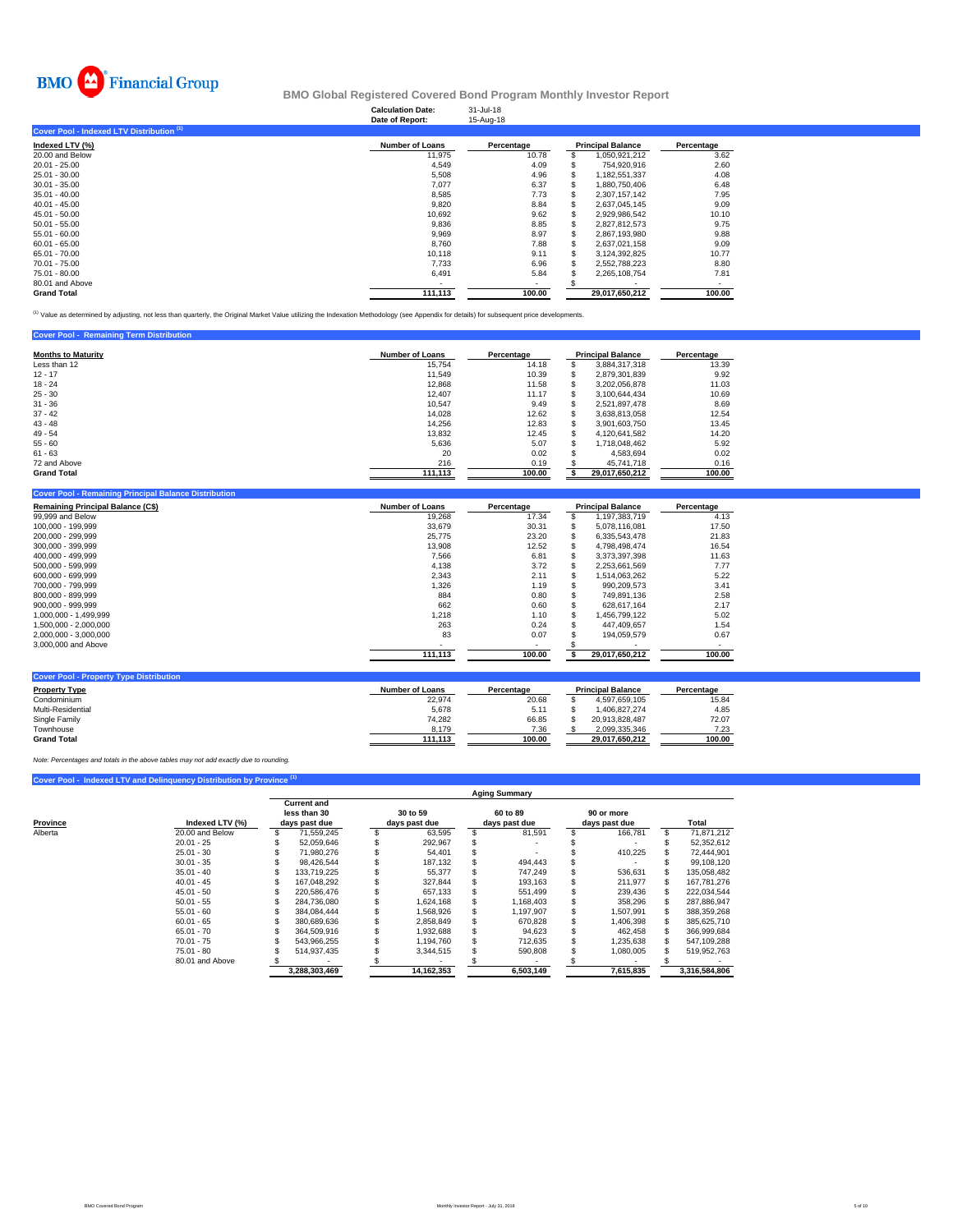BMO Financial Group

# BMO Global Registered Covered Bond Program Monthly Investor Report

**Calculation Date:** 31-Jul-18
**Date of Report:** 15-Aug-18

## Cover Pool - Indexed LTV Distribution [1]

| Indexed LTV (%) | Number of Loans | Percentage | Principal Balance | Percentage |
|---|---|---|---|---|
| 20.00 and Below | 11,975 | 10.78 | $ 1,050,921,212 | 3.62 |
| 20.01 - 25.00 | 4,549 | 4.09 | $ 754,920,916 | 2.60 |
| 25.01 - 30.00 | 5,508 | 4.96 | $ 1,182,551,337 | 4.08 |
| 30.01 - 35.00 | 7,077 | 6.37 | $ 1,880,750,406 | 6.48 |
| 35.01 - 40.00 | 8,585 | 7.73 | $ 2,307,157,142 | 7.95 |
| 40.01 - 45.00 | 9,820 | 8.84 | $ 2,637,045,145 | 9.09 |
| 45.01 - 50.00 | 10,692 | 9.62 | $ 2,929,986,542 | 10.10 |
| 50.01 - 55.00 | 9,836 | 8.85 | $ 2,827,812,573 | 9.75 |
| 55.01 - 60.00 | 9,969 | 8.97 | $ 2,867,193,980 | 9.88 |
| 60.01 - 65.00 | 8,760 | 7.88 | $ 2,637,021,158 | 9.09 |
| 65.01 - 70.00 | 10,118 | 9.11 | $ 3,124,392,825 | 10.77 |
| 70.01 - 75.00 | 7,733 | 6.96 | $ 2,552,788,223 | 8.80 |
| 75.01 - 80.00 | 6,491 | 5.84 | $ 2,265,108,754 | 7.81 |
| 80.01 and Above | - | - | $ - | - |
| **Grand Total** | **111,113** | **100.00** | **29,017,650,212** | **100.00** |

[1] Value as determined by adjusting, not less than quarterly, the Original Market Value utilizing the Indexation Methodology (see Appendix for details) for subsequent price developments.

## Cover Pool - Remaining Term Distribution

| Months to Maturity | Number of Loans | Percentage | Principal Balance | Percentage |
|---|---|---|---|---|
| Less than 12 | 15,754 | 14.18 | $ 3,884,317,318 | 13.39 |
| 12 - 17 | 11,549 | 10.39 | $ 2,879,301,839 | 9.92 |
| 18 - 24 | 12,868 | 11.58 | $ 3,202,056,878 | 11.03 |
| 25 - 30 | 12,407 | 11.17 | $ 3,100,644,434 | 10.69 |
| 31 - 36 | 10,547 | 9.49 | $ 2,521,897,478 | 8.69 |
| 37 - 42 | 14,028 | 12.62 | $ 3,638,813,058 | 12.54 |
| 43 - 48 | 14,256 | 12.83 | $ 3,901,603,750 | 13.45 |
| 49 - 54 | 13,832 | 12.45 | $ 4,120,641,582 | 14.20 |
| 55 - 60 | 5,636 | 5.07 | $ 1,718,048,462 | 5.92 |
| 61 - 63 | 20 | 0.02 | $ 4,583,694 | 0.02 |
| 72 and Above | 216 | 0.19 | $ 45,741,718 | 0.16 |
| **Grand Total** | **111,113** | **100.00** | **$ 29,017,650,212** | **100.00** |

## Cover Pool - Remaining Principal Balance Distribution

| Remaining Principal Balance (C$) | Number of Loans | Percentage | Principal Balance | Percentage |
|---|---|---|---|---|
| 99,999 and Below | 19,268 | 17.34 | $ 1,197,383,719 | 4.13 |
| 100,000 - 199,999 | 33,679 | 30.31 | $ 5,078,116,081 | 17.50 |
| 200,000 - 299,999 | 25,775 | 23.20 | $ 6,335,543,478 | 21.83 |
| 300,000 - 399,999 | 13,908 | 12.52 | $ 4,798,498,474 | 16.54 |
| 400,000 - 499,999 | 7,566 | 6.81 | $ 3,373,397,398 | 11.63 |
| 500,000 - 599,999 | 4,138 | 3.72 | $ 2,253,661,569 | 7.77 |
| 600,000 - 699,999 | 2,343 | 2.11 | $ 1,514,063,262 | 5.22 |
| 700,000 - 799,999 | 1,326 | 1.19 | $ 990,209,573 | 3.41 |
| 800,000 - 899,999 | 884 | 0.80 | $ 749,891,136 | 2.58 |
| 900,000 - 999,999 | 662 | 0.60 | $ 628,617,164 | 2.17 |
| 1,000,000 - 1,499,999 | 1,218 | 1.10 | $ 1,456,799,122 | 5.02 |
| 1,500,000 - 2,000,000 | 263 | 0.24 | $ 447,409,657 | 1.54 |
| 2,000,000 - 3,000,000 | 83 | 0.07 | $ 194,059,579 | 0.67 |
| 3,000,000 and Above | - | - | $ - | - |
| | **111,113** | **100.00** | **$ 29,017,650,212** | **100.00** |

## Cover Pool - Property Type Distribution

| Property Type | Number of Loans | Percentage | Principal Balance | Percentage |
|---|---|---|---|---|
| Condominium | 22,974 | 20.68 | $ 4,597,659,105 | 15.84 |
| Multi-Residential | 5,678 | 5.11 | $ 1,406,827,274 | 4.85 |
| Single Family | 74,282 | 66.85 | $ 20,913,828,487 | 72.07 |
| Townhouse | 8,179 | 7.36 | $ 2,099,335,346 | 7.23 |
| **Grand Total** | **111,113** | **100.00** | **29,017,650,212** | **100.00** |

*Note: Percentages and totals in the above tables may not add exactly due to rounding.*

## Cover Pool - Indexed LTV and Delinquency Distribution by Province [1]

| | | Aging Summary | | | | |
|---|---|---|---|---|---|---|
| Province | Indexed LTV (%) | Current and less than 30 days past due | 30 to 59 days past due | 60 to 89 days past due | 90 or more days past due | Total |
| Alberta | 20.00 and Below | $ 71,559,245 | $ 63,595 | $ 81,591 | $ 166,781 | $ 71,871,212 |
| | 20.01 - 25 | $ 52,059,646 | $ 292,967 | $ - | $ - | $ 52,352,612 |
| | 25.01 - 30 | $ 71,980,276 | $ 54,401 | $ - | $ 410,225 | $ 72,444,901 |
| | 30.01 - 35 | $ 98,426,544 | $ 187,132 | $ 494,443 | $ - | $ 99,108,120 |
| | 35.01 - 40 | $ 133,719,225 | $ 55,377 | $ 747,249 | $ 536,631 | $ 135,058,482 |
| | 40.01 - 45 | $ 167,048,292 | $ 327,844 | $ 193,163 | $ 211,977 | $ 167,781,276 |
| | 45.01 - 50 | $ 220,586,476 | $ 657,133 | $ 551,499 | $ 239,436 | $ 222,034,544 |
| | 50.01 - 55 | $ 284,736,080 | $ 1,624,168 | $ 1,168,403 | $ 358,296 | $ 287,886,947 |
| | 55.01 - 60 | $ 384,084,444 | $ 1,568,926 | $ 1,197,907 | $ 1,507,991 | $ 388,359,268 |
| | 60.01 - 65 | $ 380,689,636 | $ 2,858,849 | $ 670,828 | $ 1,406,398 | $ 385,625,710 |
| | 65.01 - 70 | $ 364,509,916 | $ 1,932,688 | $ 94,623 | $ 462,458 | $ 366,999,684 |
| | 70.01 - 75 | $ 543,966,255 | $ 1,194,760 | $ 712,635 | $ 1,235,638 | $ 547,109,288 |
| | 75.01 - 80 | $ 514,937,435 | $ 3,344,515 | $ 590,808 | $ 1,080,005 | $ 519,952,763 |
| | 80.01 and Above | $ - | $ - | $ - | $ - | $ - |
| | | **3,288,303,469** | **14,162,353** | **6,503,149** | **7,615,835** | **3,316,584,806** |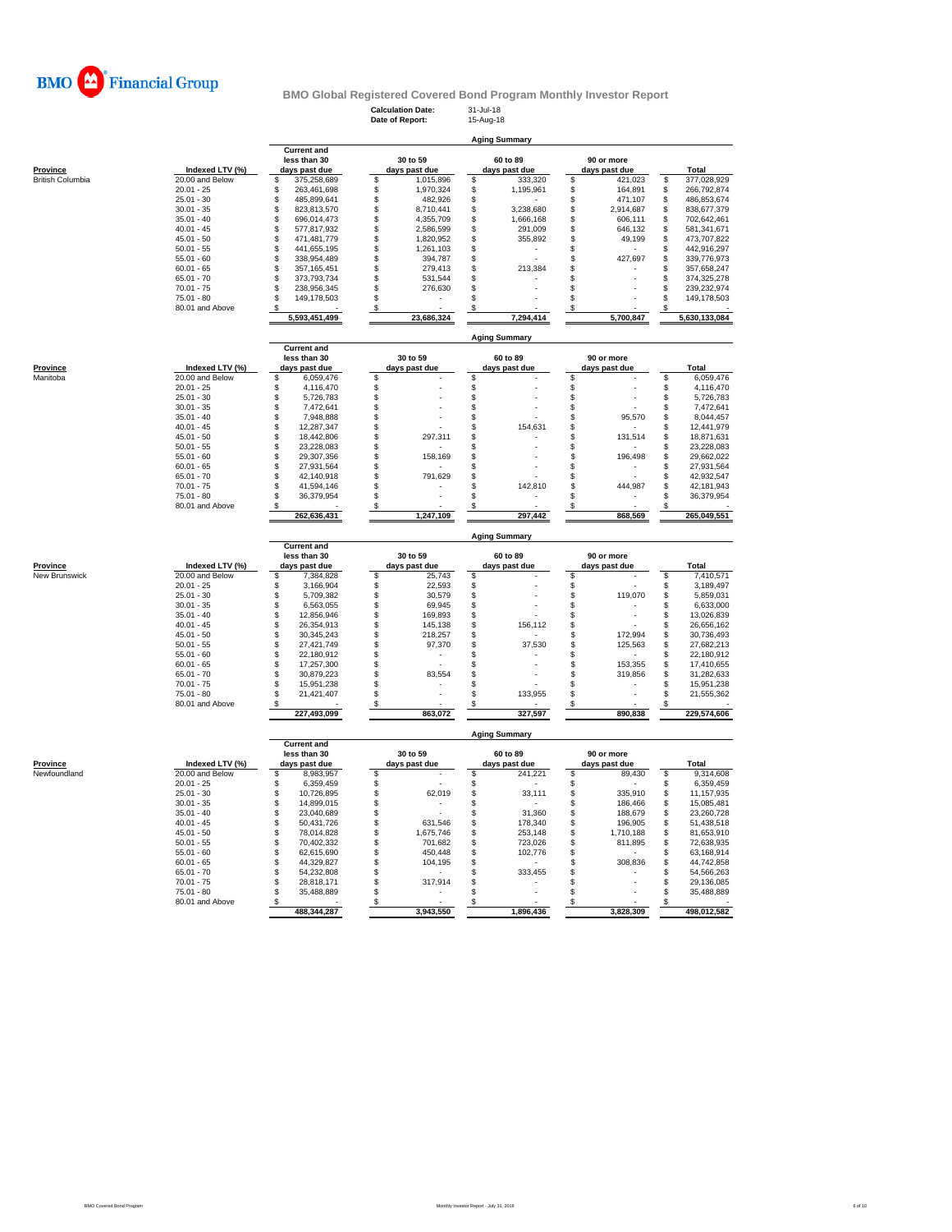BMO Financial Group

## BMO Global Registered Covered Bond Program Monthly Investor Report

**Calculation Date:** 31-Jul-18
**Date of Report:** 15-Aug-18

### Aging Summary

| Province | Indexed LTV (%) | Current and less than 30 days past due | 30 to 59 days past due | 60 to 89 days past due | 90 or more days past due | Total |
|---|---|---|---|---|---|---|
| British Columbia | 20.00 and Below | $ 375,258,689 | $ 1,015,896 | $ 333,320 | $ 421,023 | $ 377,028,929 |
| | 20.01 - 25 | $ 263,461,698 | $ 1,970,324 | $ 1,195,961 | $ 164,891 | $ 266,792,874 |
| | 25.01 - 30 | $ 485,899,641 | $ 482,926 | $ - | $ 471,107 | $ 486,853,674 |
| | 30.01 - 35 | $ 823,813,570 | $ 8,710,441 | $ 3,238,680 | $ 2,914,687 | $ 838,677,379 |
| | 35.01 - 40 | $ 696,014,473 | $ 4,355,709 | $ 1,666,168 | $ 606,111 | $ 702,642,461 |
| | 40.01 - 45 | $ 577,817,932 | $ 2,586,599 | $ 291,009 | $ 646,132 | $ 581,341,671 |
| | 45.01 - 50 | $ 471,481,779 | $ 1,820,952 | $ 355,892 | $ 49,199 | $ 473,707,822 |
| | 50.01 - 55 | $ 441,655,195 | $ 1,261,103 | $ - | $ - | $ 442,916,297 |
| | 55.01 - 60 | $ 338,954,489 | $ 394,787 | $ - | $ 427,697 | $ 339,776,973 |
| | 60.01 - 65 | $ 357,165,451 | $ 279,413 | $ 213,384 | $ - | $ 357,658,247 |
| | 65.01 - 70 | $ 373,793,734 | $ 531,544 | $ - | $ - | $ 374,325,278 |
| | 70.01 - 75 | $ 238,956,345 | $ 276,630 | $ - | $ - | $ 239,232,974 |
| | 75.01 - 80 | $ 149,178,503 | $ - | $ - | $ - | $ 149,178,503 |
| | 80.01 and Above | $ - | $ - | $ - | $ - | $ - |
| | | 5,593,451,499 | 23,686,324 | 7,294,414 | 5,700,847 | 5,630,133,084 |

### Aging Summary

| Province | Indexed LTV (%) | Current and less than 30 days past due | 30 to 59 days past due | 60 to 89 days past due | 90 or more days past due | Total |
|---|---|---|---|---|---|---|
| Manitoba | 20.00 and Below | $ 6,059,476 | $ - | $ - | $ - | $ 6,059,476 |
| | 20.01 - 25 | $ 4,116,470 | $ - | $ - | $ - | $ 4,116,470 |
| | 25.01 - 30 | $ 5,726,783 | $ - | $ - | $ - | $ 5,726,783 |
| | 30.01 - 35 | $ 7,472,641 | $ - | $ - | $ - | $ 7,472,641 |
| | 35.01 - 40 | $ 7,948,888 | $ - | $ - | $ 95,570 | $ 8,044,457 |
| | 40.01 - 45 | $ 12,287,347 | $ - | $ 154,631 | $ - | $ 12,441,979 |
| | 45.01 - 50 | $ 18,442,806 | $ 297,311 | $ - | $ 131,514 | $ 18,871,631 |
| | 50.01 - 55 | $ 23,228,083 | $ - | $ - | $ - | $ 23,228,083 |
| | 55.01 - 60 | $ 29,307,356 | $ 158,169 | $ - | $ 196,498 | $ 29,662,022 |
| | 60.01 - 65 | $ 27,931,564 | $ - | $ - | $ - | $ 27,931,564 |
| | 65.01 - 70 | $ 42,140,918 | $ 791,629 | $ - | $ - | $ 42,932,547 |
| | 70.01 - 75 | $ 41,594,146 | $ - | $ 142,810 | $ 444,987 | $ 42,181,943 |
| | 75.01 - 80 | $ 36,379,954 | $ - | $ - | $ - | $ 36,379,954 |
| | 80.01 and Above | $ - | $ - | $ - | $ - | $ - |
| | | 262,636,431 | 1,247,109 | 297,442 | 868,569 | 265,049,551 |

### Aging Summary

| Province | Indexed LTV (%) | Current and less than 30 days past due | 30 to 59 days past due | 60 to 89 days past due | 90 or more days past due | Total |
|---|---|---|---|---|---|---|
| New Brunswick | 20.00 and Below | $ 7,384,828 | $ 25,743 | $ - | $ - | $ 7,410,571 |
| | 20.01 - 25 | $ 3,166,904 | $ 22,593 | $ - | $ - | $ 3,189,497 |
| | 25.01 - 30 | $ 5,709,382 | $ 30,579 | $ - | $ 119,070 | $ 5,859,031 |
| | 30.01 - 35 | $ 6,563,055 | $ 69,945 | $ - | $ - | $ 6,633,000 |
| | 35.01 - 40 | $ 12,856,946 | $ 169,893 | $ - | $ - | $ 13,026,839 |
| | 40.01 - 45 | $ 26,354,913 | $ 145,138 | $ 156,112 | $ - | $ 26,656,162 |
| | 45.01 - 50 | $ 30,345,243 | $ 218,257 | $ - | $ 172,994 | $ 30,736,493 |
| | 50.01 - 55 | $ 27,421,749 | $ 97,370 | $ 37,530 | $ 125,563 | $ 27,682,213 |
| | 55.01 - 60 | $ 22,180,912 | $ - | $ - | $ - | $ 22,180,912 |
| | 60.01 - 65 | $ 17,257,300 | $ - | $ - | $ 153,355 | $ 17,410,655 |
| | 65.01 - 70 | $ 30,879,223 | $ 83,554 | $ - | $ 319,856 | $ 31,282,633 |
| | 70.01 - 75 | $ 15,951,238 | $ - | $ - | $ - | $ 15,951,238 |
| | 75.01 - 80 | $ 21,421,407 | $ - | $ 133,955 | $ - | $ 21,555,362 |
| | 80.01 and Above | $ - | $ - | $ - | $ - | $ - |
| | | 227,493,099 | 863,072 | 327,597 | 890,838 | 229,574,606 |

### Aging Summary

| Province | Indexed LTV (%) | Current and less than 30 days past due | 30 to 59 days past due | 60 to 89 days past due | 90 or more days past due | Total |
|---|---|---|---|---|---|---|
| Newfoundland | 20.00 and Below | $ 8,983,957 | $ - | $ 241,221 | $ 89,430 | $ 9,314,608 |
| | 20.01 - 25 | $ 6,359,459 | $ - | $ - | $ - | $ 6,359,459 |
| | 25.01 - 30 | $ 10,726,895 | $ 62,019 | $ 33,111 | $ 335,910 | $ 11,157,935 |
| | 30.01 - 35 | $ 14,899,015 | $ - | $ - | $ 186,466 | $ 15,085,481 |
| | 35.01 - 40 | $ 23,040,689 | $ - | $ 31,360 | $ 188,679 | $ 23,260,728 |
| | 40.01 - 45 | $ 50,431,726 | $ 631,546 | $ 178,340 | $ 196,905 | $ 51,438,518 |
| | 45.01 - 50 | $ 78,014,828 | $ 1,675,746 | $ 253,148 | $ 1,710,188 | $ 81,653,910 |
| | 50.01 - 55 | $ 70,402,332 | $ 701,682 | $ 723,026 | $ 811,895 | $ 72,638,935 |
| | 55.01 - 60 | $ 62,615,690 | $ 450,448 | $ 102,776 | $ - | $ 63,168,914 |
| | 60.01 - 65 | $ 44,329,827 | $ 104,195 | $ - | $ 308,836 | $ 44,742,858 |
| | 65.01 - 70 | $ 54,232,808 | $ - | $ 333,455 | $ - | $ 54,566,263 |
| | 70.01 - 75 | $ 28,818,171 | $ 317,914 | $ - | $ - | $ 29,136,085 |
| | 75.01 - 80 | $ 35,488,889 | $ - | $ - | $ - | $ 35,488,889 |
| | 80.01 and Above | $ - | $ - | $ - | $ - | $ - |
| | | 488,344,287 | 3,943,550 | 1,896,436 | 3,828,309 | 498,012,582 |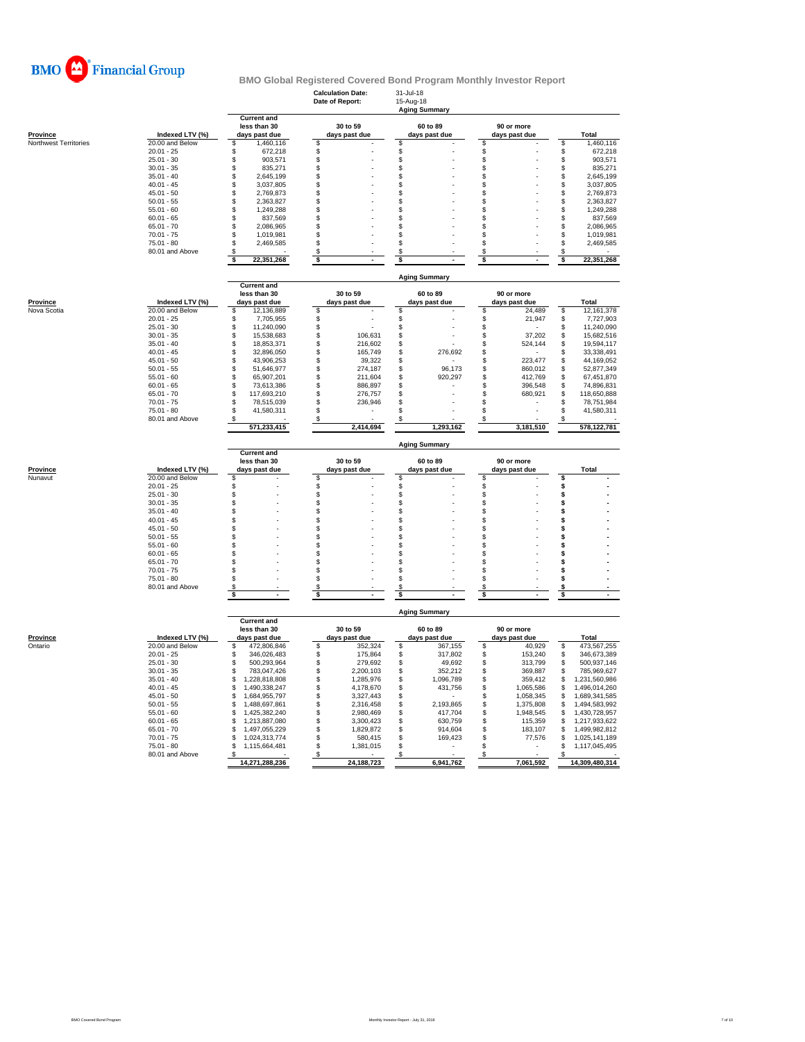BMO Financial Group

# BMO Global Registered Covered Bond Program Monthly Investor Report

**Calculation Date:** 31-Jul-18
**Date of Report:** 15-Aug-18

## Aging Summary

| Province | Indexed LTV (%) | Current and less than 30 days past due | 30 to 59 days past due | 60 to 89 days past due | 90 or more days past due | Total |
|---|---|---|---|---|---|---|
| Northwest Territories | 20.00 and Below | $ 1,460,116 | $ - | $ - | $ - | $ 1,460,116 |
| | 20.01 - 25 | $ 672,218 | $ - | $ - | $ - | $ 672,218 |
| | 25.01 - 30 | $ 903,571 | $ - | $ - | $ - | $ 903,571 |
| | 30.01 - 35 | $ 835,271 | $ - | $ - | $ - | $ 835,271 |
| | 35.01 - 40 | $ 2,645,199 | $ - | $ - | $ - | $ 2,645,199 |
| | 40.01 - 45 | $ 3,037,805 | $ - | $ - | $ - | $ 3,037,805 |
| | 45.01 - 50 | $ 2,769,873 | $ - | $ - | $ - | $ 2,769,873 |
| | 50.01 - 55 | $ 2,363,827 | $ - | $ - | $ - | $ 2,363,827 |
| | 55.01 - 60 | $ 1,249,288 | $ - | $ - | $ - | $ 1,249,288 |
| | 60.01 - 65 | $ 837,569 | $ - | $ - | $ - | $ 837,569 |
| | 65.01 - 70 | $ 2,086,965 | $ - | $ - | $ - | $ 2,086,965 |
| | 70.01 - 75 | $ 1,019,981 | $ - | $ - | $ - | $ 1,019,981 |
| | 75.01 - 80 | $ 2,469,585 | $ - | $ - | $ - | $ 2,469,585 |
| | 80.01 and Above | $ - | $ - | $ - | $ - | $ - |
| | | $ 22,351,268 | $ - | $ - | $ - | $ 22,351,268 |

## Aging Summary

| Province | Indexed LTV (%) | Current and less than 30 days past due | 30 to 59 days past due | 60 to 89 days past due | 90 or more days past due | Total |
|---|---|---|---|---|---|---|
| Nova Scotia | 20.00 and Below | $ 12,136,889 | $ - | $ - | $ 24,489 | $ 12,161,378 |
| | 20.01 - 25 | $ 7,705,955 | $ - | $ - | $ 21,947 | $ 7,727,903 |
| | 25.01 - 30 | $ 11,240,090 | $ - | $ - | $ - | $ 11,240,090 |
| | 30.01 - 35 | $ 15,538,683 | $ 106,631 | $ - | $ 37,202 | $ 15,682,516 |
| | 35.01 - 40 | $ 18,853,371 | $ 216,602 | $ - | $ 524,144 | $ 19,594,117 |
| | 40.01 - 45 | $ 32,896,050 | $ 165,749 | $ 276,692 | $ - | $ 33,338,491 |
| | 45.01 - 50 | $ 43,906,253 | $ 39,322 | $ - | $ 223,477 | $ 44,169,052 |
| | 50.01 - 55 | $ 51,646,977 | $ 274,187 | $ 96,173 | $ 860,012 | $ 52,877,349 |
| | 55.01 - 60 | $ 65,907,201 | $ 211,604 | $ 920,297 | $ 412,769 | $ 67,451,870 |
| | 60.01 - 65 | $ 73,613,386 | $ 886,897 | $ - | $ 396,548 | $ 74,896,831 |
| | 65.01 - 70 | $ 117,693,210 | $ 276,757 | $ - | $ 680,921 | $ 118,650,888 |
| | 70.01 - 75 | $ 78,515,039 | $ 236,946 | $ - | $ - | $ 78,751,984 |
| | 75.01 - 80 | $ 41,580,311 | $ - | $ - | $ - | $ 41,580,311 |
| | 80.01 and Above | $ - | $ - | $ - | $ - | $ - |
| | | 571,233,415 | 2,414,694 | 1,293,162 | 3,181,510 | 578,122,781 |

## Aging Summary

| Province | Indexed LTV (%) | Current and less than 30 days past due | 30 to 59 days past due | 60 to 89 days past due | 90 or more days past due | Total |
|---|---|---|---|---|---|---|
| Nunavut | 20.00 and Below | $ - | $ - | $ - | $ - | $ - |
| | 20.01 - 25 | $ - | $ - | $ - | $ - | $ - |
| | 25.01 - 30 | $ - | $ - | $ - | $ - | $ - |
| | 30.01 - 35 | $ - | $ - | $ - | $ - | $ - |
| | 35.01 - 40 | $ - | $ - | $ - | $ - | $ - |
| | 40.01 - 45 | $ - | $ - | $ - | $ - | $ - |
| | 45.01 - 50 | $ - | $ - | $ - | $ - | $ - |
| | 50.01 - 55 | $ - | $ - | $ - | $ - | $ - |
| | 55.01 - 60 | $ - | $ - | $ - | $ - | $ - |
| | 60.01 - 65 | $ - | $ - | $ - | $ - | $ - |
| | 65.01 - 70 | $ - | $ - | $ - | $ - | $ - |
| | 70.01 - 75 | $ - | $ - | $ - | $ - | $ - |
| | 75.01 - 80 | $ - | $ - | $ - | $ - | $ - |
| | 80.01 and Above | $ - | $ - | $ - | $ - | $ - |
| | | $ - | $ - | $ - | $ - | $ - |

## Aging Summary

| Province | Indexed LTV (%) | Current and less than 30 days past due | 30 to 59 days past due | 60 to 89 days past due | 90 or more days past due | Total |
|---|---|---|---|---|---|---|
| Ontario | 20.00 and Below | $ 472,806,846 | $ 352,324 | $ 367,155 | $ 40,929 | $ 473,567,255 |
| | 20.01 - 25 | $ 346,026,483 | $ 175,864 | $ 317,802 | $ 153,240 | $ 346,673,389 |
| | 25.01 - 30 | $ 500,293,964 | $ 279,692 | $ 49,692 | $ 313,799 | $ 500,937,146 |
| | 30.01 - 35 | $ 783,047,426 | $ 2,200,103 | $ 352,212 | $ 369,887 | $ 785,969,627 |
| | 35.01 - 40 | $ 1,228,818,808 | $ 1,285,976 | $ 1,096,789 | $ 359,412 | $ 1,231,560,986 |
| | 40.01 - 45 | $ 1,490,338,247 | $ 4,178,670 | $ 431,756 | $ 1,065,586 | $ 1,496,014,260 |
| | 45.01 - 50 | $ 1,684,955,797 | $ 3,327,443 | $ - | $ 1,058,345 | $ 1,689,341,585 |
| | 50.01 - 55 | $ 1,488,697,861 | $ 2,316,458 | $ 2,193,865 | $ 1,375,808 | $ 1,494,583,992 |
| | 55.01 - 60 | $ 1,425,382,240 | $ 2,980,469 | $ 417,704 | $ 1,948,545 | $ 1,430,728,957 |
| | 60.01 - 65 | $ 1,213,887,080 | $ 3,300,423 | $ 630,759 | $ 115,359 | $ 1,217,933,622 |
| | 65.01 - 70 | $ 1,497,055,229 | $ 1,829,872 | $ 914,604 | $ 183,107 | $ 1,499,982,812 |
| | 70.01 - 75 | $ 1,024,313,774 | $ 580,415 | $ 169,423 | $ 77,576 | $ 1,025,141,189 |
| | 75.01 - 80 | $ 1,115,664,481 | $ 1,381,015 | $ - | $ - | $ 1,117,045,495 |
| | 80.01 and Above | $ - | $ - | $ - | $ - | $ - |
| | | 14,271,288,236 | 24,188,723 | 6,941,762 | 7,061,592 | 14,309,480,314 |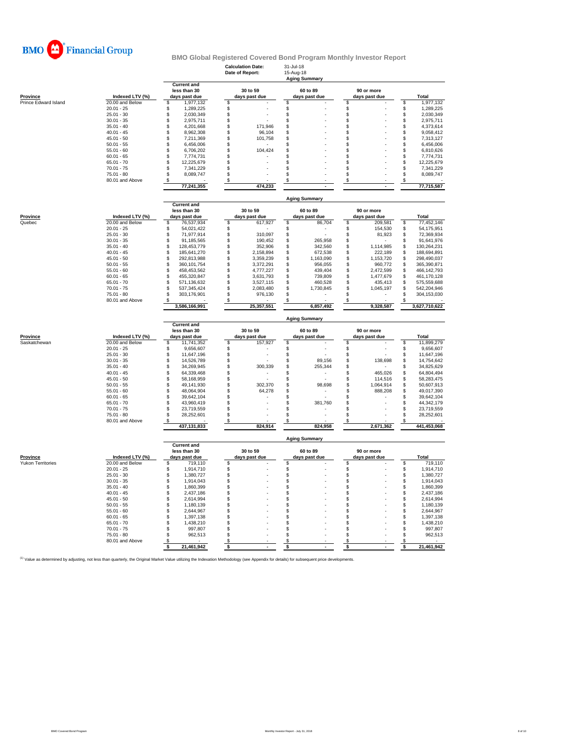BMO Financial Group

# BMO Global Registered Covered Bond Program Monthly Investor Report

**Calculation Date:** 31-Jul-18
**Date of Report:** 15-Aug-18

## Aging Summary

| Province | Indexed LTV (%) | Current and less than 30 days past due | 30 to 59 days past due | 60 to 89 days past due | 90 or more days past due | Total |
|---|---|---|---|---|---|---|
| Prince Edward Island | 20.00 and Below | $ 1,977,132 | $ - | $ - | $ - | $ 1,977,132 |
| | 20.01 - 25 | $ 1,289,225 | $ - | $ - | $ - | $ 1,289,225 |
| | 25.01 - 30 | $ 2,030,349 | $ - | $ - | $ - | $ 2,030,349 |
| | 30.01 - 35 | $ 2,975,711 | $ - | $ - | $ - | $ 2,975,711 |
| | 35.01 - 40 | $ 4,201,668 | $ 171,946 | $ - | $ - | $ 4,373,614 |
| | 40.01 - 45 | $ 8,962,308 | $ 96,104 | $ - | $ - | $ 9,058,412 |
| | 45.01 - 50 | $ 7,211,369 | $ 101,758 | $ - | $ - | $ 7,313,127 |
| | 50.01 - 55 | $ 6,456,006 | $ - | $ - | $ - | $ 6,456,006 |
| | 55.01 - 60 | $ 6,706,202 | $ 104,424 | $ - | $ - | $ 6,810,626 |
| | 60.01 - 65 | $ 7,774,731 | $ - | $ - | $ - | $ 7,774,731 |
| | 65.01 - 70 | $ 12,225,679 | $ - | $ - | $ - | $ 12,225,679 |
| | 70.01 - 75 | $ 7,341,229 | $ - | $ - | $ - | $ 7,341,229 |
| | 75.01 - 80 | $ 8,089,747 | $ - | $ - | $ - | $ 8,089,747 |
| | 80.01 and Above | $ - | $ - | $ - | $ - | $ - |
| | | 77,241,355 | 474,233 | - | - | 77,715,587 |

## Aging Summary

| Province | Indexed LTV (%) | Current and less than 30 days past due | 30 to 59 days past due | 60 to 89 days past due | 90 or more days past due | Total |
|---|---|---|---|---|---|---|
| Quebec | 20.00 and Below | $ 76,537,934 | $ 617,927 | $ 86,704 | $ 209,581 | $ 77,452,146 |
| | 20.01 - 25 | $ 54,021,422 | $ - | $ - | $ 154,530 | $ 54,175,951 |
| | 25.01 - 30 | $ 71,977,914 | $ 310,097 | $ - | $ 81,923 | $ 72,369,934 |
| | 30.01 - 35 | $ 91,185,565 | $ 190,452 | $ 265,958 | $ - | $ 91,641,976 |
| | 35.01 - 40 | $ 128,453,779 | $ 352,906 | $ 342,560 | $ 1,114,985 | $ 130,264,231 |
| | 40.01 - 45 | $ 185,641,270 | $ 2,158,894 | $ 672,538 | $ 222,189 | $ 188,694,891 |
| | 45.01 - 50 | $ 292,813,988 | $ 3,359,239 | $ 1,163,090 | $ 1,153,720 | $ 298,490,037 |
| | 50.01 - 55 | $ 360,101,754 | $ 3,372,291 | $ 956,055 | $ 960,772 | $ 365,390,871 |
| | 55.01 - 60 | $ 458,453,562 | $ 4,777,227 | $ 439,404 | $ 2,472,599 | $ 466,142,793 |
| | 60.01 - 65 | $ 455,320,847 | $ 3,631,793 | $ 739,809 | $ 1,477,679 | $ 461,170,128 |
| | 65.01 - 70 | $ 571,136,632 | $ 3,527,115 | $ 460,528 | $ 435,413 | $ 575,559,688 |
| | 70.01 - 75 | $ 537,345,424 | $ 2,083,480 | $ 1,730,845 | $ 1,045,197 | $ 542,204,946 |
| | 75.01 - 80 | $ 303,176,901 | $ 976,130 | $ - | $ - | $ 304,153,030 |
| | 80.01 and Above | $ - | $ - | $ - | $ - | $ - |
| | | 3,586,166,991 | 25,357,551 | 6,857,492 | 9,328,587 | 3,627,710,622 |

## Aging Summary

| Province | Indexed LTV (%) | Current and less than 30 days past due | 30 to 59 days past due | 60 to 89 days past due | 90 or more days past due | Total |
|---|---|---|---|---|---|---|
| Saskatchewan | 20.00 and Below | $ 11,741,352 | $ 157,927 | $ - | $ - | $ 11,899,279 |
| | 20.01 - 25 | $ 9,656,607 | $ - | $ - | $ - | $ 9,656,607 |
| | 25.01 - 30 | $ 11,647,196 | $ - | $ - | $ - | $ 11,647,196 |
| | 30.01 - 35 | $ 14,526,789 | $ - | $ 89,156 | $ 138,698 | $ 14,754,642 |
| | 35.01 - 40 | $ 34,269,945 | $ 300,339 | $ 255,344 | $ - | $ 34,825,629 |
| | 40.01 - 45 | $ 64,339,468 | $ - | $ - | $ 465,026 | $ 64,804,494 |
| | 45.01 - 50 | $ 58,168,959 | $ - | $ - | $ 114,516 | $ 58,283,475 |
| | 50.01 - 55 | $ 49,141,930 | $ 302,370 | $ 98,698 | $ 1,064,914 | $ 50,607,913 |
| | 55.01 - 60 | $ 48,064,904 | $ 64,278 | $ - | $ 888,208 | $ 49,017,390 |
| | 60.01 - 65 | $ 39,642,104 | $ - | $ - | $ - | $ 39,642,104 |
| | 65.01 - 70 | $ 43,960,419 | $ - | $ 381,760 | $ - | $ 44,342,179 |
| | 70.01 - 75 | $ 23,719,559 | $ - | $ - | $ - | $ 23,719,559 |
| | 75.01 - 80 | $ 28,252,601 | $ - | $ - | $ - | $ 28,252,601 |
| | 80.01 and Above | $ - | $ - | $ - | $ - | $ - |
| | | 437,131,833 | 824,914 | 824,958 | 2,671,362 | 441,453,068 |

## Aging Summary

| Province | Indexed LTV (%) | Current and less than 30 days past due | 30 to 59 days past due | 60 to 89 days past due | 90 or more days past due | Total |
|---|---|---|---|---|---|---|
| Yukon Territories | 20.00 and Below | $ 719,110 | $ - | $ - | $ - | $ 719,110 |
| | 20.01 - 25 | $ 1,914,710 | $ - | $ - | $ - | $ 1,914,710 |
| | 25.01 - 30 | $ 1,380,727 | $ - | $ - | $ - | $ 1,380,727 |
| | 30.01 - 35 | $ 1,914,043 | $ - | $ - | $ - | $ 1,914,043 |
| | 35.01 - 40 | $ 1,860,399 | $ - | $ - | $ - | $ 1,860,399 |
| | 40.01 - 45 | $ 2,437,186 | $ - | $ - | $ - | $ 2,437,186 |
| | 45.01 - 50 | $ 2,614,994 | $ - | $ - | $ - | $ 2,614,994 |
| | 50.01 - 55 | $ 1,180,139 | $ - | $ - | $ - | $ 1,180,139 |
| | 55.01 - 60 | $ 2,644,967 | $ - | $ - | $ - | $ 2,644,967 |
| | 60.01 - 65 | $ 1,397,138 | $ - | $ - | $ - | $ 1,397,138 |
| | 65.01 - 70 | $ 1,438,210 | $ - | $ - | $ - | $ 1,438,210 |
| | 70.01 - 75 | $ 997,807 | $ - | $ - | $ - | $ 997,807 |
| | 75.01 - 80 | $ 962,513 | $ - | $ - | $ - | $ 962,513 |
| | 80.01 and Above | $ - | $ - | $ - | $ - | $ - |
| | | $ 21,461,942 | $ - | $ - | $ - | $ 21,461,942 |

[1] Value as determined by adjusting, not less than quarterly, the Original Market Value utilizing the Indexation Methodology (see Appendix for details) for subsequent price developments.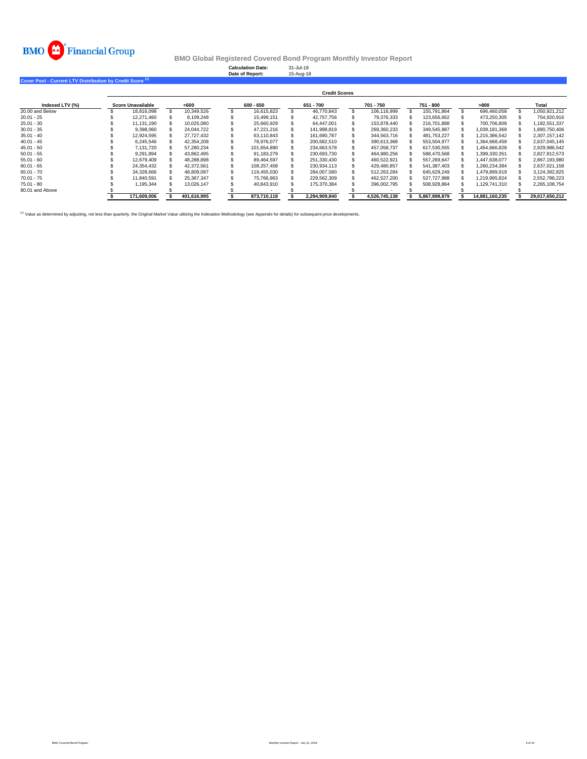BMO Financial Group

**BMO Global Registered Covered Bond Program Monthly Investor Report**

**Calculation Date:** 31-Jul-18
**Date of Report:** 15-Aug-18

**Cover Pool - Current LTV Distribution by Credit Score [(1)]**

| | Credit Scores | | | | | | | |
|---|---|---|---|---|---|---|---|---|
| **Indexed LTV (%)** | **Score Unavailable** | **<600** | **600 - 650** | **651 - 700** | **701 - 750** | **751 - 800** | **>800** | **Total** |
| 20.00 and Below | $ 18,816,098 | $ 10,349,526 | $ 16,615,823 | $ 46,770,843 | $ 106,116,999 | $ 155,791,864 | $ 696,460,058 | $ 1,050,921,212 |
| 20.01 - 25 | $ 12,271,460 | $ 8,109,248 | $ 15,499,151 | $ 42,757,756 | $ 79,376,333 | $ 123,656,662 | $ 473,250,305 | $ 754,920,916 |
| 25.01 - 30 | $ 11,131,190 | $ 10,025,080 | $ 25,660,929 | $ 64,447,001 | $ 153,878,440 | $ 216,701,888 | $ 700,706,809 | $ 1,182,551,337 |
| 30.01 - 35 | $ 9,398,060 | $ 24,044,722 | $ 47,221,216 | $ 141,998,819 | $ 269,360,233 | $ 349,545,987 | $ 1,039,181,369 | $ 1,880,750,406 |
| 35.01 - 40 | $ 12,924,595 | $ 27,727,432 | $ 63,110,843 | $ 161,690,787 | $ 344,563,716 | $ 481,753,227 | $ 1,215,386,542 | $ 2,307,157,142 |
| 40.01 - 45 | $ 6,245,546 | $ 42,354,208 | $ 78,976,077 | $ 200,682,510 | $ 390,613,368 | $ 553,504,977 | $ 1,364,668,459 | $ 2,637,045,145 |
| 45.01 - 50 | $ 7,131,720 | $ 57,280,234 | $ 101,654,890 | $ 234,663,578 | $ 457,058,737 | $ 617,530,555 | $ 1,454,666,828 | $ 2,929,986,542 |
| 50.01 - 55 | $ 9,291,894 | $ 43,862,495 | $ 91,183,279 | $ 230,693,730 | $ 464,980,256 | $ 588,470,568 | $ 1,399,330,351 | $ 2,827,812,573 |
| 55.01 - 60 | $ 12,679,409 | $ 48,288,898 | $ 89,464,597 | $ 251,330,430 | $ 460,522,921 | $ 557,269,647 | $ 1,447,638,077 | $ 2,867,193,980 |
| 60.01 - 65 | $ 24,354,432 | $ 42,372,561 | $ 108,257,408 | $ 230,934,113 | $ 429,480,857 | $ 541,387,403 | $ 1,260,234,384 | $ 2,637,021,158 |
| 65.01 - 70 | $ 34,328,666 | $ 48,809,097 | $ 119,455,030 | $ 284,007,580 | $ 512,263,284 | $ 645,629,249 | $ 1,479,899,919 | $ 3,124,392,825 |
| 70.01 - 75 | $ 11,840,591 | $ 25,367,347 | $ 75,766,963 | $ 229,562,309 | $ 462,527,200 | $ 527,727,988 | $ 1,219,995,824 | $ 2,552,788,223 |
| 75.01 - 80 | $ 1,195,344 | $ 13,026,147 | $ 40,843,910 | $ 175,370,384 | $ 396,002,795 | $ 508,928,864 | $ 1,129,741,310 | $ 2,265,108,754 |
| 80.01 and Above | $ - | $ - | $ - | $ - | $ - | $ - | $ - | $ - |
| | **$ 171,609,006** | **$ 401,616,995** | **$ 873,710,118** | **$ 2,294,909,840** | **$ 4,526,745,138** | **$ 5,867,898,879** | **$ 14,881,160,235** | **$ 29,017,650,212** |

[(1)] Value as determined by adjusting, not less than quarterly, the Original Market Value utilizing the Indexation Methodology (see Appendix for details) for subsequent price developments.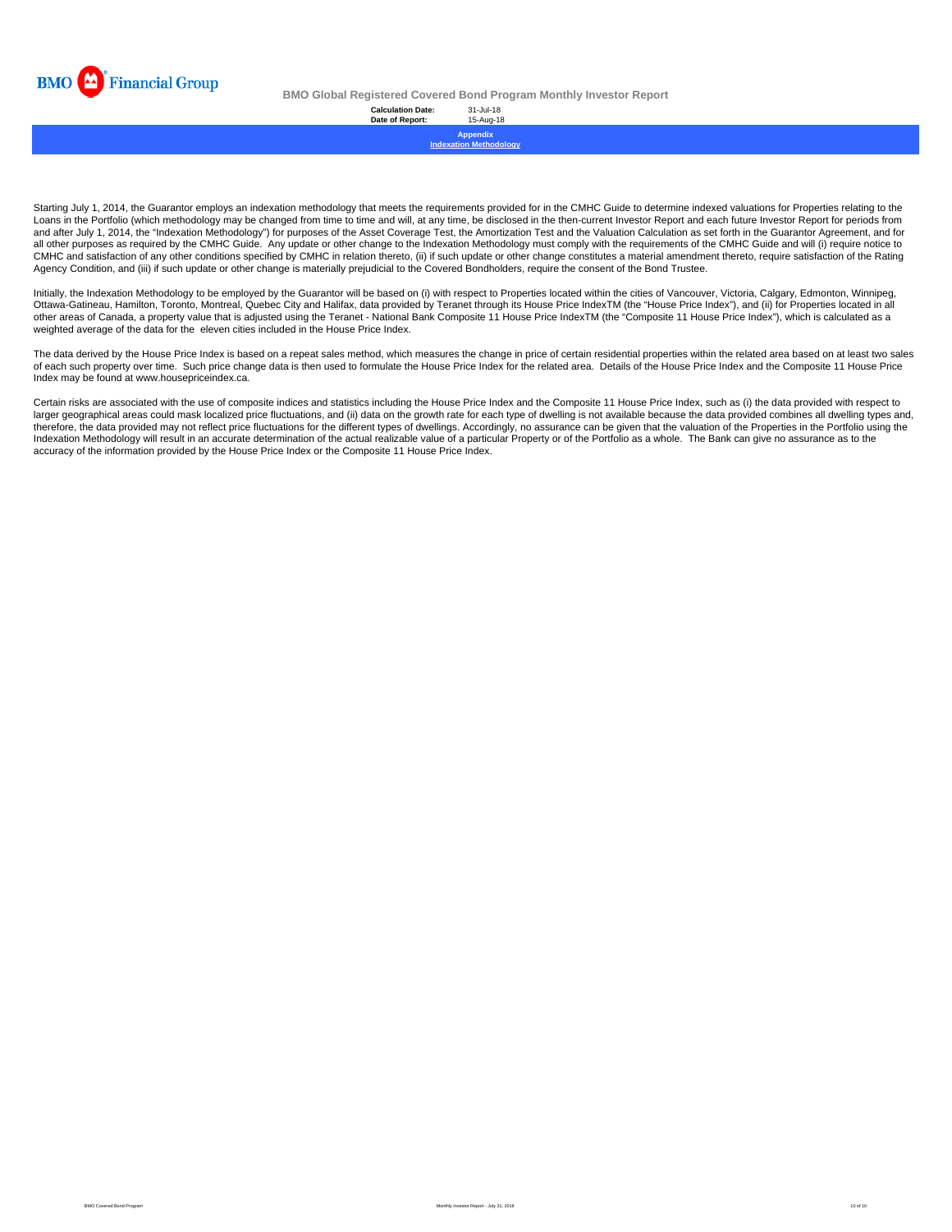BMO Financial Group

**BMO Global Registered Covered Bond Program Monthly Investor Report**

**Calculation Date:** 31-Jul-18
**Date of Report:** 15-Aug-18

## Appendix

### Indexation Methodology

Starting July 1, 2014, the Guarantor employs an indexation methodology that meets the requirements provided for in the CMHC Guide to determine indexed valuations for Properties relating to the Loans in the Portfolio (which methodology may be changed from time to time and will, at any time, be disclosed in the then-current Investor Report and each future Investor Report for periods from and after July 1, 2014, the "Indexation Methodology") for purposes of the Asset Coverage Test, the Amortization Test and the Valuation Calculation as set forth in the Guarantor Agreement, and for all other purposes as required by the CMHC Guide. Any update or other change to the Indexation Methodology must comply with the requirements of the CMHC Guide and will (i) require notice to CMHC and satisfaction of any other conditions specified by CMHC in relation thereto, (ii) if such update or other change constitutes a material amendment thereto, require satisfaction of the Rating Agency Condition, and (iii) if such update or other change is materially prejudicial to the Covered Bondholders, require the consent of the Bond Trustee.

Initially, the Indexation Methodology to be employed by the Guarantor will be based on (i) with respect to Properties located within the cities of Vancouver, Victoria, Calgary, Edmonton, Winnipeg, Ottawa-Gatineau, Hamilton, Toronto, Montreal, Quebec City and Halifax, data provided by Teranet through its House Price IndexTM (the "House Price Index"), and (ii) for Properties located in all other areas of Canada, a property value that is adjusted using the Teranet - National Bank Composite 11 House Price IndexTM (the "Composite 11 House Price Index"), which is calculated as a weighted average of the data for the eleven cities included in the House Price Index.

The data derived by the House Price Index is based on a repeat sales method, which measures the change in price of certain residential properties within the related area based on at least two sales of each such property over time. Such price change data is then used to formulate the House Price Index for the related area. Details of the House Price Index and the Composite 11 House Price Index may be found at www.housepriceindex.ca.

Certain risks are associated with the use of composite indices and statistics including the House Price Index and the Composite 11 House Price Index, such as (i) the data provided with respect to larger geographical areas could mask localized price fluctuations, and (ii) data on the growth rate for each type of dwelling is not available because the data provided combines all dwelling types and, therefore, the data provided may not reflect price fluctuations for the different types of dwellings. Accordingly, no assurance can be given that the valuation of the Properties in the Portfolio using the Indexation Methodology will result in an accurate determination of the actual realizable value of a particular Property or of the Portfolio as a whole. The Bank can give no assurance as to the accuracy of the information provided by the House Price Index or the Composite 11 House Price Index.